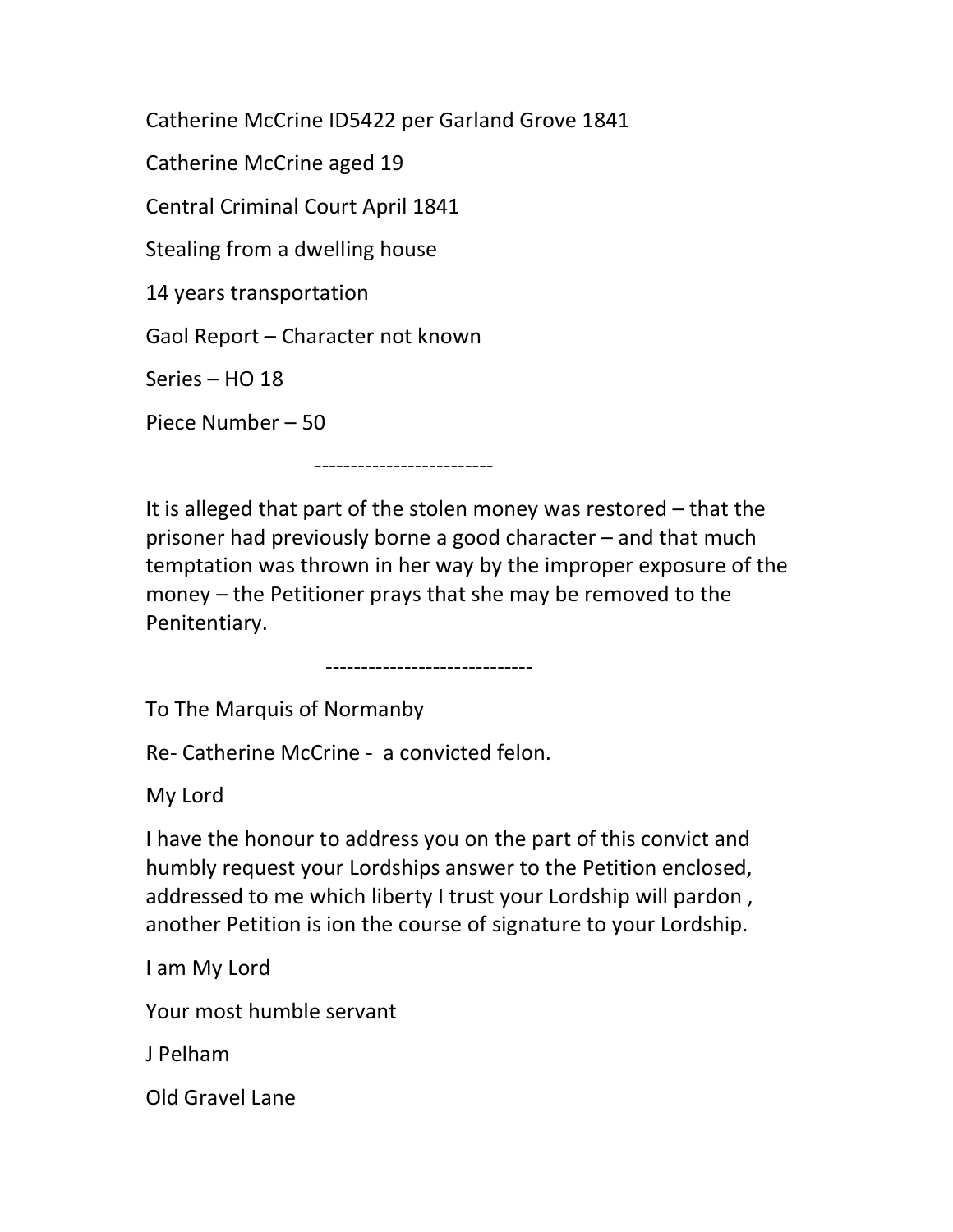Catherine McCrine ID5422 per Garland Grove 1841

Catherine McCrine aged 19

Central Criminal Court April 1841

Stealing from a dwelling house

14 years transportation

Gaol Report – Character not known

Series – HO 18

Piece Number – 50

-------------------------

It is alleged that part of the stolen money was restored – that the prisoner had previously borne a good character – and that much temptation was thrown in her way by the improper exposure of the money – the Petitioner prays that she may be removed to the Penitentiary.

-----------------------------

To The Marquis of Normanby

Re- Catherine McCrine - a convicted felon.

My Lord

I have the honour to address you on the part of this convict and humbly request your Lordships answer to the Petition enclosed, addressed to me which liberty I trust your Lordship will pardon , another Petition is ion the course of signature to your Lordship.

I am My Lord

Your most humble servant

J Pelham

Old Gravel Lane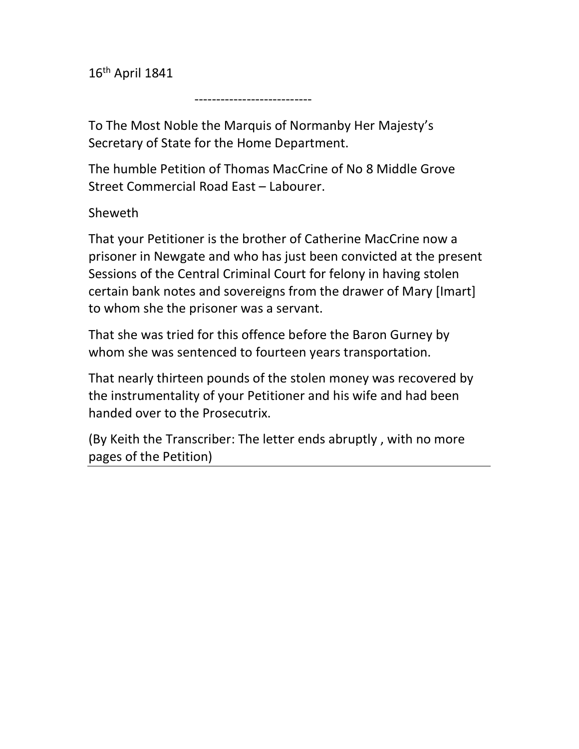16th April 1841

---------------------------

To The Most Noble the Marquis of Normanby Her Majesty's Secretary of State for the Home Department.

The humble Petition of Thomas MacCrine of No 8 Middle Grove Street Commercial Road East – Labourer.

Sheweth

That your Petitioner is the brother of Catherine MacCrine now a prisoner in Newgate and who has just been convicted at the present Sessions of the Central Criminal Court for felony in having stolen certain bank notes and sovereigns from the drawer of Mary [Imart] to whom she the prisoner was a servant.

That she was tried for this offence before the Baron Gurney by whom she was sentenced to fourteen years transportation.

That nearly thirteen pounds of the stolen money was recovered by the instrumentality of your Petitioner and his wife and had been handed over to the Prosecutrix.

(By Keith the Transcriber: The letter ends abruptly , with no more pages of the Petition)